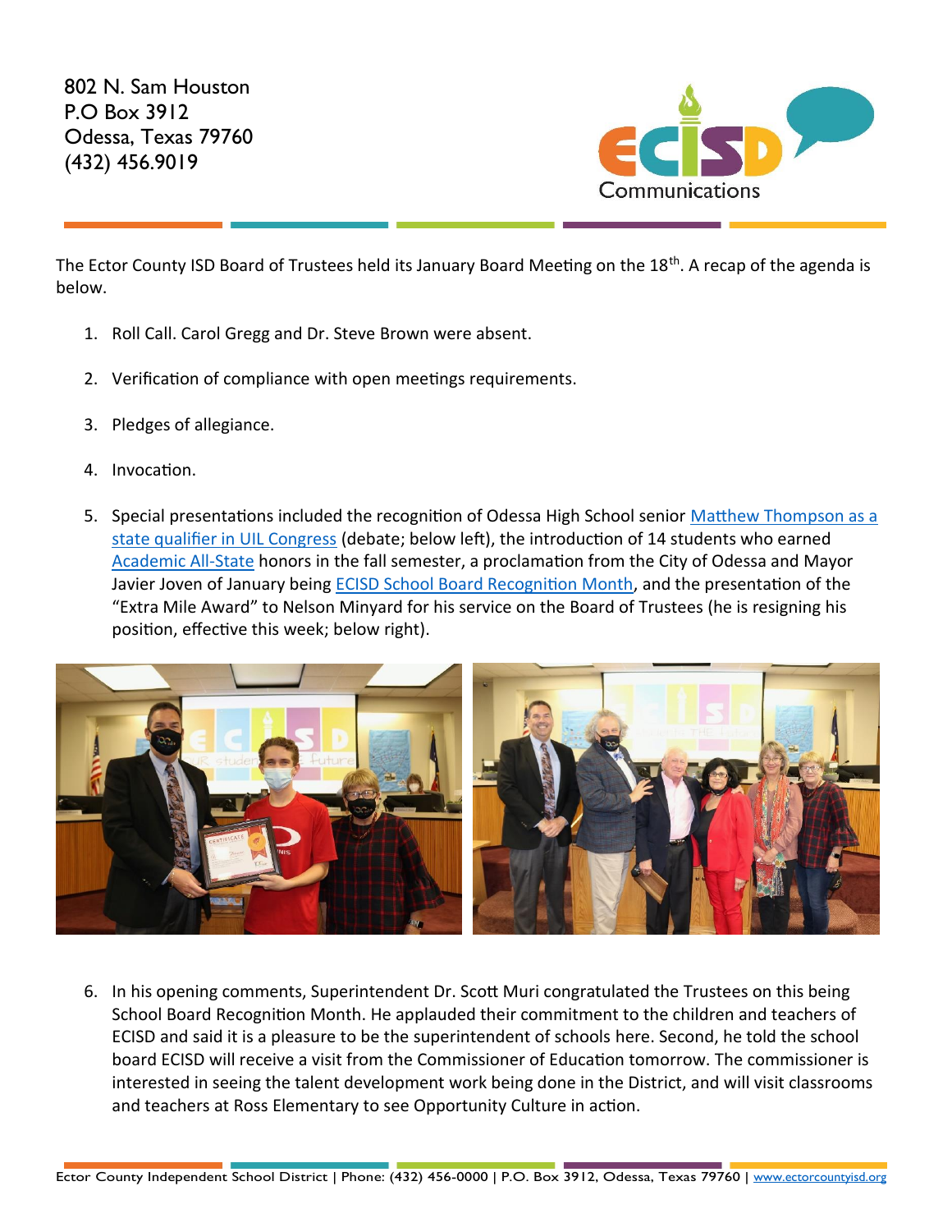802 N. Sam Houston
P.O Box 3912
Odessa, Texas 79760
(432) 456.9019

ECISD Communications

The Ector County ISD Board of Trustees held its January Board Meeting on the 18th. A recap of the agenda is below.

1. Roll Call. Carol Gregg and Dr. Steve Brown were absent.

2. Verification of compliance with open meetings requirements.

3. Pledges of allegiance.

4. Invocation.

5. Special presentations included the recognition of Odessa High School senior Matthew Thompson as a state qualifier in UIL Congress (debate; below left), the introduction of 14 students who earned Academic All-State honors in the fall semester, a proclamation from the City of Odessa and Mayor Javier Joven of January being ECISD School Board Recognition Month, and the presentation of the "Extra Mile Award" to Nelson Minyard for his service on the Board of Trustees (he is resigning his position, effective this week; below right).

6. In his opening comments, Superintendent Dr. Scott Muri congratulated the Trustees on this being School Board Recognition Month. He applauded their commitment to the children and teachers of ECISD and said it is a pleasure to be the superintendent of schools here. Second, he told the school board ECISD will receive a visit from the Commissioner of Education tomorrow. The commissioner is interested in seeing the talent development work being done in the District, and will visit classrooms and teachers at Ross Elementary to see Opportunity Culture in action.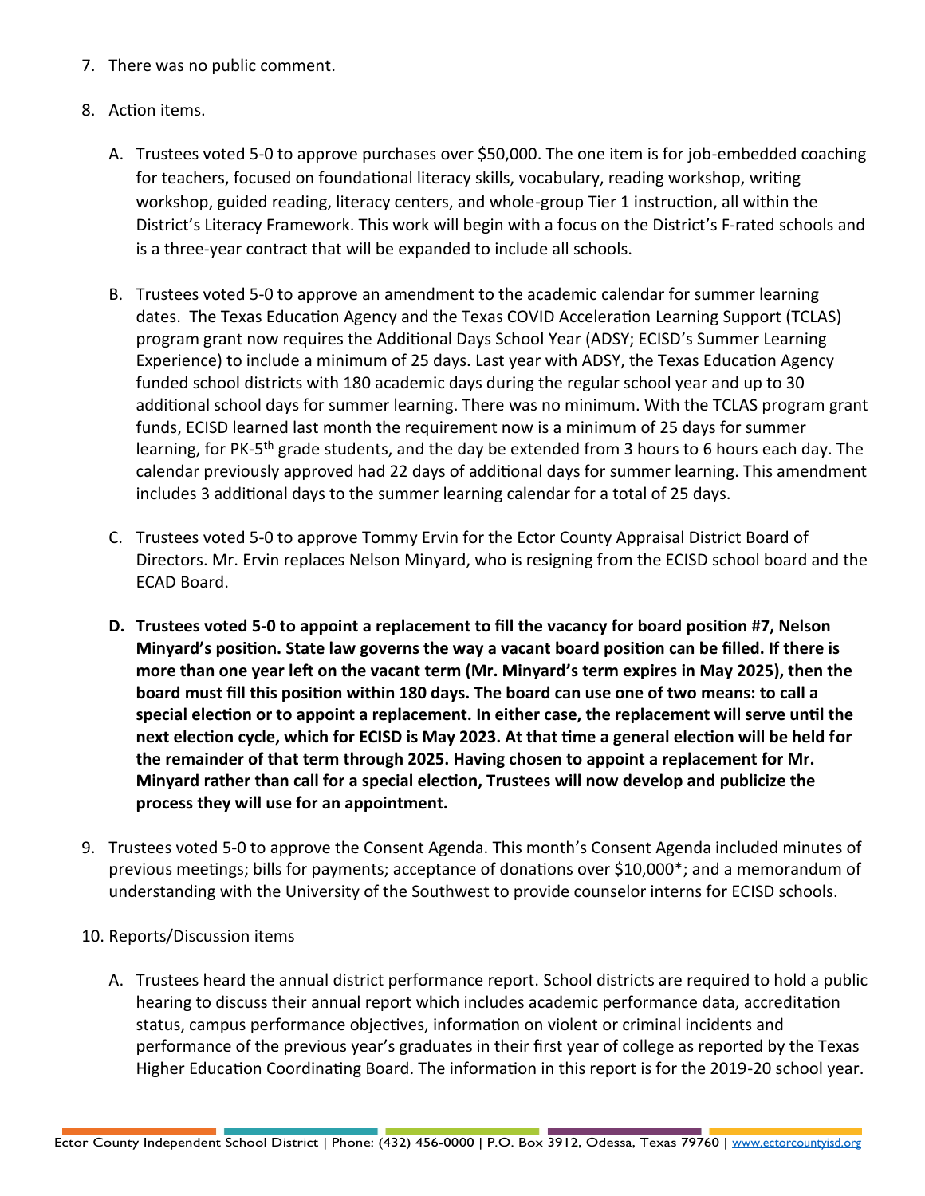7. There was no public comment.

8. Action items.

   A. Trustees voted 5-0 to approve purchases over $50,000. The one item is for job-embedded coaching for teachers, focused on foundational literacy skills, vocabulary, reading workshop, writing workshop, guided reading, literacy centers, and whole-group Tier 1 instruction, all within the District's Literacy Framework. This work will begin with a focus on the District's F-rated schools and is a three-year contract that will be expanded to include all schools.

   B. Trustees voted 5-0 to approve an amendment to the academic calendar for summer learning dates. The Texas Education Agency and the Texas COVID Acceleration Learning Support (TCLAS) program grant now requires the Additional Days School Year (ADSY; ECISD's Summer Learning Experience) to include a minimum of 25 days. Last year with ADSY, the Texas Education Agency funded school districts with 180 academic days during the regular school year and up to 30 additional school days for summer learning. There was no minimum. With the TCLAS program grant funds, ECISD learned last month the requirement now is a minimum of 25 days for summer learning, for PK-5th grade students, and the day be extended from 3 hours to 6 hours each day. The calendar previously approved had 22 days of additional days for summer learning. This amendment includes 3 additional days to the summer learning calendar for a total of 25 days.

   C. Trustees voted 5-0 to approve Tommy Ervin for the Ector County Appraisal District Board of Directors. Mr. Ervin replaces Nelson Minyard, who is resigning from the ECISD school board and the ECAD Board.

   D. **Trustees voted 5-0 to appoint a replacement to fill the vacancy for board position #7, Nelson Minyard's position. State law governs the way a vacant board position can be filled. If there is more than one year left on the vacant term (Mr. Minyard's term expires in May 2025), then the board must fill this position within 180 days. The board can use one of two means: to call a special election or to appoint a replacement. In either case, the replacement will serve until the next election cycle, which for ECISD is May 2023. At that time a general election will be held for the remainder of that term through 2025. Having chosen to appoint a replacement for Mr. Minyard rather than call for a special election, Trustees will now develop and publicize the process they will use for an appointment.**

9. Trustees voted 5-0 to approve the Consent Agenda. This month's Consent Agenda included minutes of previous meetings; bills for payments; acceptance of donations over $10,000*; and a memorandum of understanding with the University of the Southwest to provide counselor interns for ECISD schools.

10. Reports/Discussion items

    A. Trustees heard the annual district performance report. School districts are required to hold a public hearing to discuss their annual report which includes academic performance data, accreditation status, campus performance objectives, information on violent or criminal incidents and performance of the previous year's graduates in their first year of college as reported by the Texas Higher Education Coordinating Board. The information in this report is for the 2019-20 school year.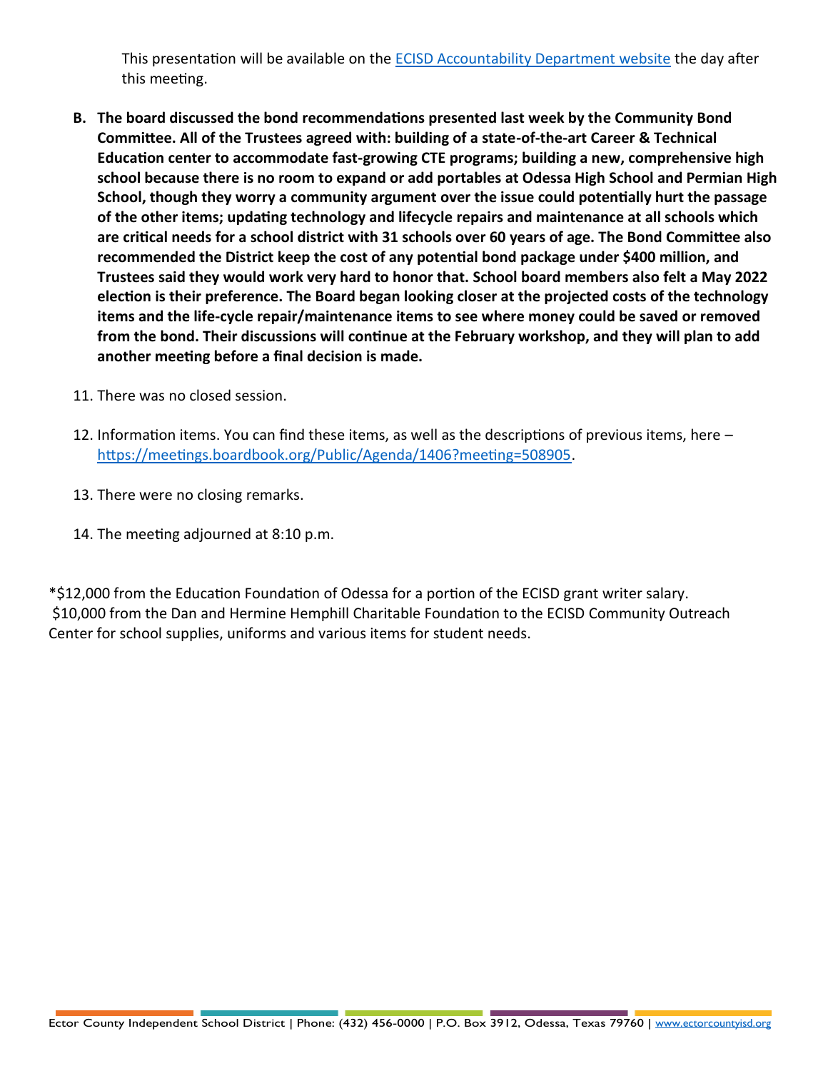This presentation will be available on the [ECISD Accountability Department website] the day after this meeting.

**B. The board discussed the bond recommendations presented last week by the Community Bond Committee. All of the Trustees agreed with: building of a state-of-the-art Career & Technical Education center to accommodate fast-growing CTE programs; building a new, comprehensive high school because there is no room to expand or add portables at Odessa High School and Permian High School, though they worry a community argument over the issue could potentially hurt the passage of the other items; updating technology and lifecycle repairs and maintenance at all schools which are critical needs for a school district with 31 schools over 60 years of age. The Bond Committee also recommended the District keep the cost of any potential bond package under $400 million, and Trustees said they would work very hard to honor that. School board members also felt a May 2022 election is their preference. The Board began looking closer at the projected costs of the technology items and the life-cycle repair/maintenance items to see where money could be saved or removed from the bond. Their discussions will continue at the February workshop, and they will plan to add another meeting before a final decision is made.**

11. There was no closed session.

12. Information items. You can find these items, as well as the descriptions of previous items, here – https://meetings.boardbook.org/Public/Agenda/1406?meeting=508905.

13. There were no closing remarks.

14. The meeting adjourned at 8:10 p.m.

*$12,000 from the Education Foundation of Odessa for a portion of the ECISD grant writer salary.
$10,000 from the Dan and Hermine Hemphill Charitable Foundation to the ECISD Community Outreach Center for school supplies, uniforms and various items for student needs.